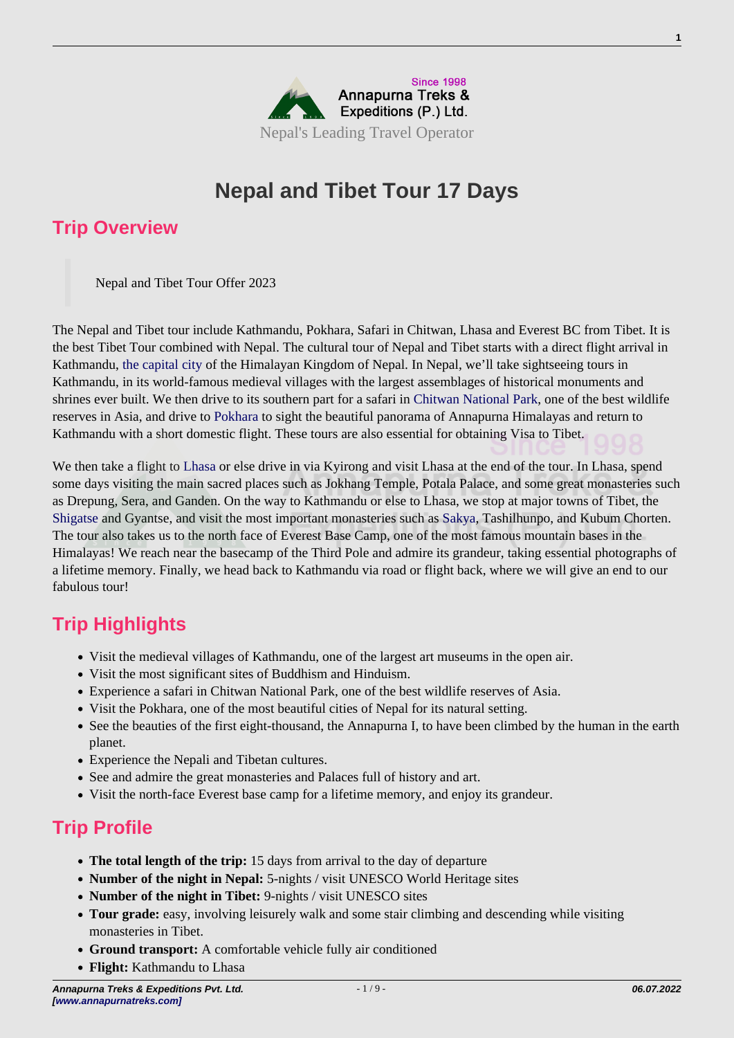Since 1998
Annapurna Treks & Expeditions (P.) Ltd.
Nepal's Leading Travel Operator

# Nepal and Tibet Tour 17 Days

## Trip Overview

> Nepal and Tibet Tour Offer 2023

The Nepal and Tibet tour include Kathmandu, Pokhara, Safari in Chitwan, Lhasa and Everest BC from Tibet. It is the best Tibet Tour combined with Nepal. The cultural tour of Nepal and Tibet starts with a direct flight arrival in Kathmandu, the capital city of the Himalayan Kingdom of Nepal. In Nepal, we'll take sightseeing tours in Kathmandu, in its world-famous medieval villages with the largest assemblages of historical monuments and shrines ever built. We then drive to its southern part for a safari in Chitwan National Park, one of the best wildlife reserves in Asia, and drive to Pokhara to sight the beautiful panorama of Annapurna Himalayas and return to Kathmandu with a short domestic flight. These tours are also essential for obtaining Visa to Tibet.

We then take a flight to Lhasa or else drive in via Kyirong and visit Lhasa at the end of the tour. In Lhasa, spend some days visiting the main sacred places such as Jokhang Temple, Potala Palace, and some great monasteries such as Drepung, Sera, and Ganden. On the way to Kathmandu or else to Lhasa, we stop at major towns of Tibet, the Shigatse and Gyantse, and visit the most important monasteries such as Sakya, Tashilhunpo, and Kubum Chorten. The tour also takes us to the north face of Everest Base Camp, one of the most famous mountain bases in the Himalayas! We reach near the basecamp of the Third Pole and admire its grandeur, taking essential photographs of a lifetime memory. Finally, we head back to Kathmandu via road or flight back, where we will give an end to our fabulous tour!

## Trip Highlights

- Visit the medieval villages of Kathmandu, one of the largest art museums in the open air.
- Visit the most significant sites of Buddhism and Hinduism.
- Experience a safari in Chitwan National Park, one of the best wildlife reserves of Asia.
- Visit the Pokhara, one of the most beautiful cities of Nepal for its natural setting.
- See the beauties of the first eight-thousand, the Annapurna I, to have been climbed by the human in the earth planet.
- Experience the Nepali and Tibetan cultures.
- See and admire the great monasteries and Palaces full of history and art.
- Visit the north-face Everest base camp for a lifetime memory, and enjoy its grandeur.

## Trip Profile

- **The total length of the trip:** 15 days from arrival to the day of departure
- **Number of the night in Nepal:** 5-nights / visit UNESCO World Heritage sites
- **Number of the night in Tibet:** 9-nights / visit UNESCO sites
- **Tour grade:** easy, involving leisurely walk and some stair climbing and descending while visiting monasteries in Tibet.
- **Ground transport:** A comfortable vehicle fully air conditioned
- **Flight:** Kathmandu to Lhasa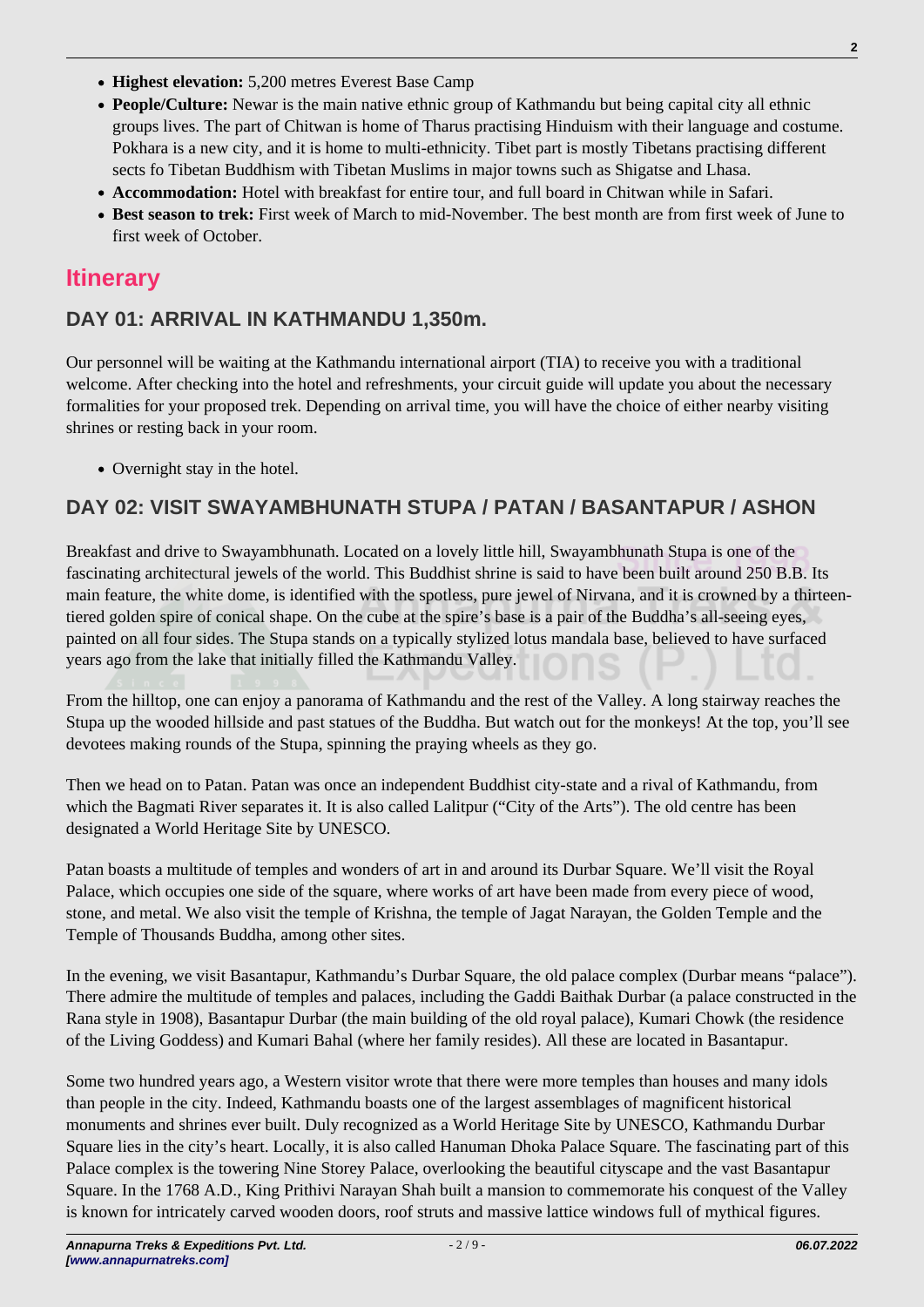- **Highest elevation:** 5,200 metres Everest Base Camp
- **People/Culture:** Newar is the main native ethnic group of Kathmandu but being capital city all ethnic groups lives. The part of Chitwan is home of Tharus practising Hinduism with their language and costume. Pokhara is a new city, and it is home to multi-ethnicity. Tibet part is mostly Tibetans practising different sects fo Tibetan Buddhism with Tibetan Muslims in major towns such as Shigatse and Lhasa.
- **Accommodation:** Hotel with breakfast for entire tour, and full board in Chitwan while in Safari.
- **Best season to trek:** First week of March to mid-November. The best month are from first week of June to first week of October.

## Itinerary

### DAY 01: ARRIVAL IN KATHMANDU 1,350m.

Our personnel will be waiting at the Kathmandu international airport (TIA) to receive you with a traditional welcome. After checking into the hotel and refreshments, your circuit guide will update you about the necessary formalities for your proposed trek. Depending on arrival time, you will have the choice of either nearby visiting shrines or resting back in your room.

- Overnight stay in the hotel.

### DAY 02: VISIT SWAYAMBHUNATH STUPA / PATAN / BASANTAPUR / ASHON

Breakfast and drive to Swayambhunath. Located on a lovely little hill, Swayambhunath Stupa is one of the fascinating architectural jewels of the world. This Buddhist shrine is said to have been built around 250 B.B. Its main feature, the white dome, is identified with the spotless, pure jewel of Nirvana, and it is crowned by a thirteen-tiered golden spire of conical shape. On the cube at the spire's base is a pair of the Buddha's all-seeing eyes, painted on all four sides. The Stupa stands on a typically stylized lotus mandala base, believed to have surfaced years ago from the lake that initially filled the Kathmandu Valley.

From the hilltop, one can enjoy a panorama of Kathmandu and the rest of the Valley. A long stairway reaches the Stupa up the wooded hillside and past statues of the Buddha. But watch out for the monkeys! At the top, you'll see devotees making rounds of the Stupa, spinning the praying wheels as they go.

Then we head on to Patan. Patan was once an independent Buddhist city-state and a rival of Kathmandu, from which the Bagmati River separates it. It is also called Lalitpur ("City of the Arts"). The old centre has been designated a World Heritage Site by UNESCO.

Patan boasts a multitude of temples and wonders of art in and around its Durbar Square. We'll visit the Royal Palace, which occupies one side of the square, where works of art have been made from every piece of wood, stone, and metal. We also visit the temple of Krishna, the temple of Jagat Narayan, the Golden Temple and the Temple of Thousands Buddha, among other sites.

In the evening, we visit Basantapur, Kathmandu's Durbar Square, the old palace complex (Durbar means "palace"). There admire the multitude of temples and palaces, including the Gaddi Baithak Durbar (a palace constructed in the Rana style in 1908), Basantapur Durbar (the main building of the old royal palace), Kumari Chowk (the residence of the Living Goddess) and Kumari Bahal (where her family resides). All these are located in Basantapur.

Some two hundred years ago, a Western visitor wrote that there were more temples than houses and many idols than people in the city. Indeed, Kathmandu boasts one of the largest assemblages of magnificent historical monuments and shrines ever built. Duly recognized as a World Heritage Site by UNESCO, Kathmandu Durbar Square lies in the city's heart. Locally, it is also called Hanuman Dhoka Palace Square. The fascinating part of this Palace complex is the towering Nine Storey Palace, overlooking the beautiful cityscape and the vast Basantapur Square. In the 1768 A.D., King Prithivi Narayan Shah built a mansion to commemorate his conquest of the Valley is known for intricately carved wooden doors, roof struts and massive lattice windows full of mythical figures.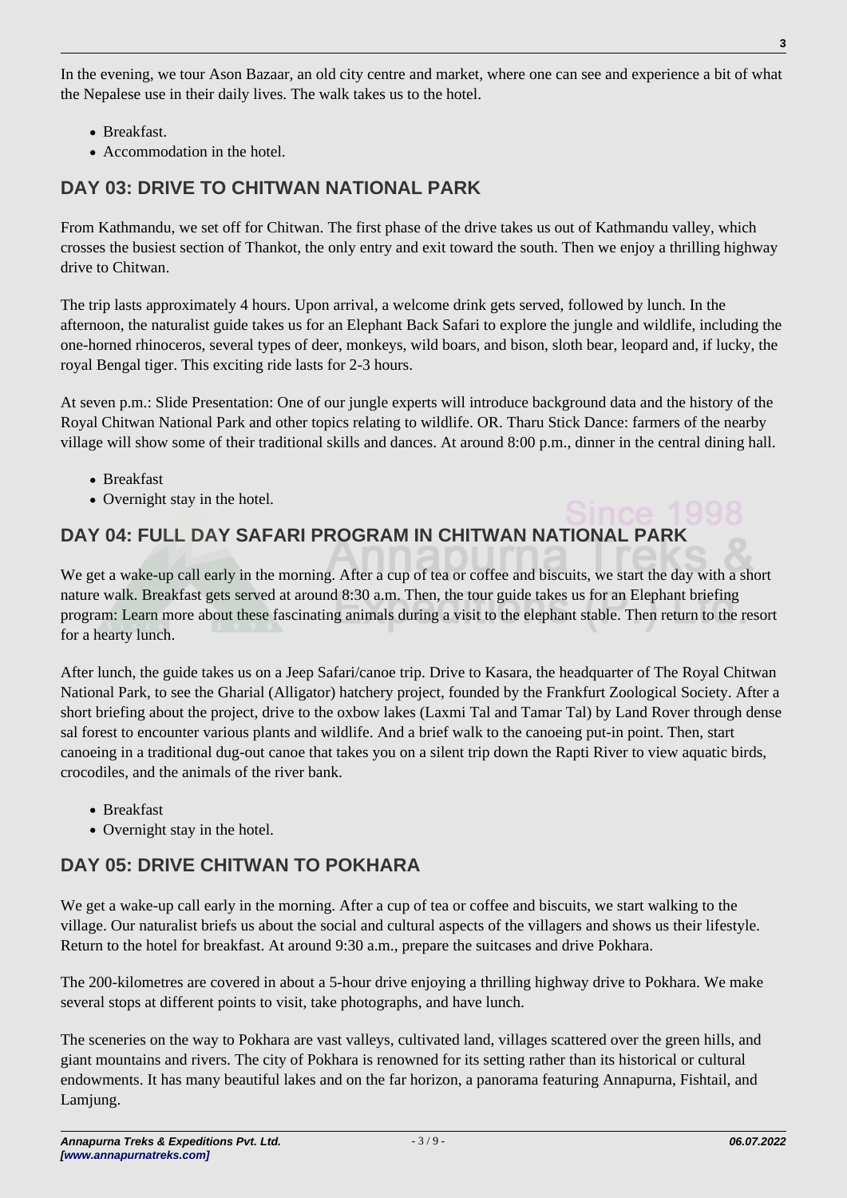In the evening, we tour Ason Bazaar, an old city centre and market, where one can see and experience a bit of what the Nepalese use in their daily lives. The walk takes us to the hotel.

- Breakfast.
- Accommodation in the hotel.

## DAY 03: DRIVE TO CHITWAN NATIONAL PARK

From Kathmandu, we set off for Chitwan. The first phase of the drive takes us out of Kathmandu valley, which crosses the busiest section of Thankot, the only entry and exit toward the south. Then we enjoy a thrilling highway drive to Chitwan.

The trip lasts approximately 4 hours. Upon arrival, a welcome drink gets served, followed by lunch. In the afternoon, the naturalist guide takes us for an Elephant Back Safari to explore the jungle and wildlife, including the one-horned rhinoceros, several types of deer, monkeys, wild boars, and bison, sloth bear, leopard and, if lucky, the royal Bengal tiger. This exciting ride lasts for 2-3 hours.

At seven p.m.: Slide Presentation: One of our jungle experts will introduce background data and the history of the Royal Chitwan National Park and other topics relating to wildlife. OR. Tharu Stick Dance: farmers of the nearby village will show some of their traditional skills and dances. At around 8:00 p.m., dinner in the central dining hall.

- Breakfast
- Overnight stay in the hotel.

## DAY 04: FULL DAY SAFARI PROGRAM IN CHITWAN NATIONAL PARK

We get a wake-up call early in the morning. After a cup of tea or coffee and biscuits, we start the day with a short nature walk. Breakfast gets served at around 8:30 a.m. Then, the tour guide takes us for an Elephant briefing program: Learn more about these fascinating animals during a visit to the elephant stable. Then return to the resort for a hearty lunch.

After lunch, the guide takes us on a Jeep Safari/canoe trip. Drive to Kasara, the headquarter of The Royal Chitwan National Park, to see the Gharial (Alligator) hatchery project, founded by the Frankfurt Zoological Society. After a short briefing about the project, drive to the oxbow lakes (Laxmi Tal and Tamar Tal) by Land Rover through dense sal forest to encounter various plants and wildlife. And a brief walk to the canoeing put-in point. Then, start canoeing in a traditional dug-out canoe that takes you on a silent trip down the Rapti River to view aquatic birds, crocodiles, and the animals of the river bank.

- Breakfast
- Overnight stay in the hotel.

## DAY 05: DRIVE CHITWAN TO POKHARA

We get a wake-up call early in the morning. After a cup of tea or coffee and biscuits, we start walking to the village. Our naturalist briefs us about the social and cultural aspects of the villagers and shows us their lifestyle. Return to the hotel for breakfast. At around 9:30 a.m., prepare the suitcases and drive Pokhara.

The 200-kilometres are covered in about a 5-hour drive enjoying a thrilling highway drive to Pokhara. We make several stops at different points to visit, take photographs, and have lunch.

The sceneries on the way to Pokhara are vast valleys, cultivated land, villages scattered over the green hills, and giant mountains and rivers. The city of Pokhara is renowned for its setting rather than its historical or cultural endowments. It has many beautiful lakes and on the far horizon, a panorama featuring Annapurna, Fishtail, and Lamjung.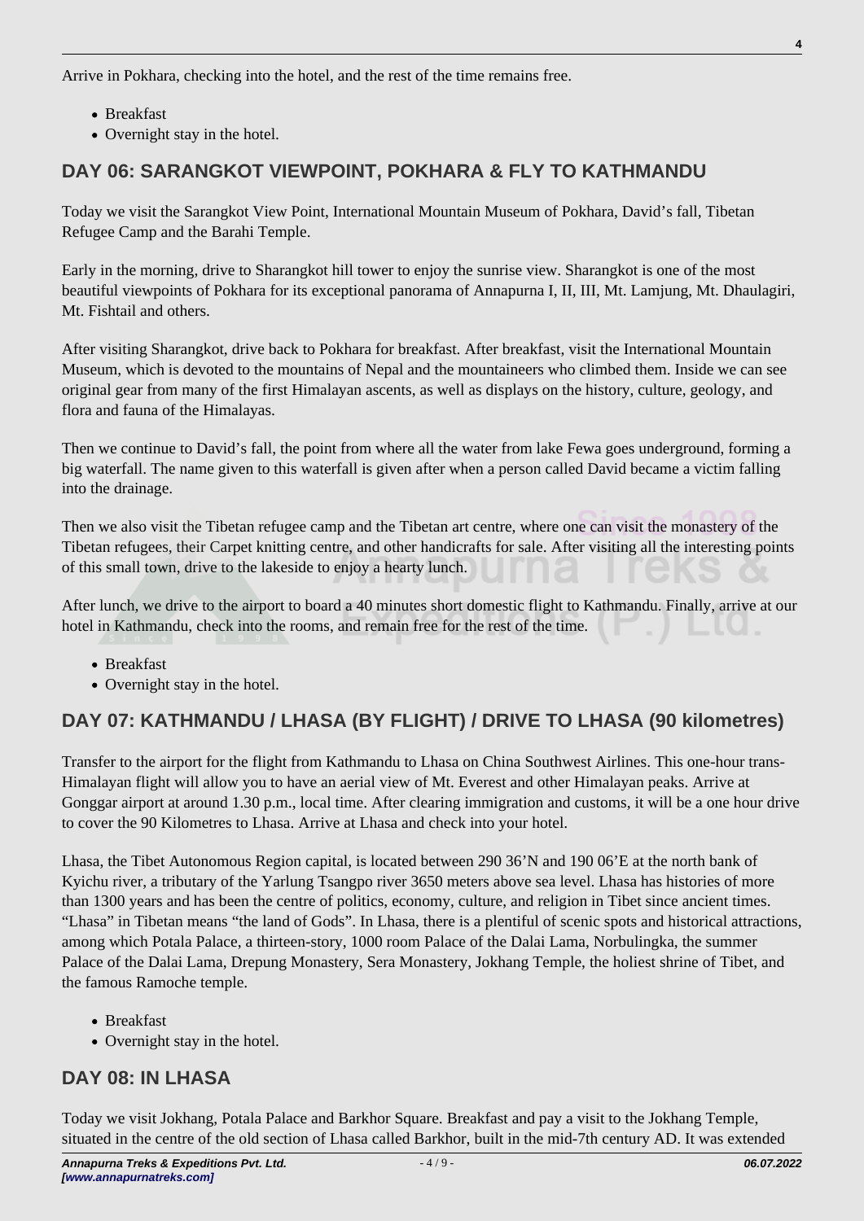Arrive in Pokhara, checking into the hotel, and the rest of the time remains free.

- Breakfast
- Overnight stay in the hotel.

## DAY 06: SARANGKOT VIEWPOINT, POKHARA & FLY TO KATHMANDU

Today we visit the Sarangkot View Point, International Mountain Museum of Pokhara, David's fall, Tibetan Refugee Camp and the Barahi Temple.

Early in the morning, drive to Sharangkot hill tower to enjoy the sunrise view. Sharangkot is one of the most beautiful viewpoints of Pokhara for its exceptional panorama of Annapurna I, II, III, Mt. Lamjung, Mt. Dhaulagiri, Mt. Fishtail and others.

After visiting Sharangkot, drive back to Pokhara for breakfast. After breakfast, visit the International Mountain Museum, which is devoted to the mountains of Nepal and the mountaineers who climbed them. Inside we can see original gear from many of the first Himalayan ascents, as well as displays on the history, culture, geology, and flora and fauna of the Himalayas.

Then we continue to David's fall, the point from where all the water from lake Fewa goes underground, forming a big waterfall. The name given to this waterfall is given after when a person called David became a victim falling into the drainage.

Then we also visit the Tibetan refugee camp and the Tibetan art centre, where one can visit the monastery of the Tibetan refugees, their Carpet knitting centre, and other handicrafts for sale. After visiting all the interesting points of this small town, drive to the lakeside to enjoy a hearty lunch.

After lunch, we drive to the airport to board a 40 minutes short domestic flight to Kathmandu. Finally, arrive at our hotel in Kathmandu, check into the rooms, and remain free for the rest of the time.

- Breakfast
- Overnight stay in the hotel.

## DAY 07: KATHMANDU / LHASA (BY FLIGHT) / DRIVE TO LHASA (90 kilometres)

Transfer to the airport for the flight from Kathmandu to Lhasa on China Southwest Airlines. This one-hour trans-Himalayan flight will allow you to have an aerial view of Mt. Everest and other Himalayan peaks. Arrive at Gonggar airport at around 1.30 p.m., local time. After clearing immigration and customs, it will be a one hour drive to cover the 90 Kilometres to Lhasa. Arrive at Lhasa and check into your hotel.

Lhasa, the Tibet Autonomous Region capital, is located between 290 36'N and 190 06'E at the north bank of Kyichu river, a tributary of the Yarlung Tsangpo river 3650 meters above sea level. Lhasa has histories of more than 1300 years and has been the centre of politics, economy, culture, and religion in Tibet since ancient times. "Lhasa" in Tibetan means "the land of Gods". In Lhasa, there is a plentiful of scenic spots and historical attractions, among which Potala Palace, a thirteen-story, 1000 room Palace of the Dalai Lama, Norbulingka, the summer Palace of the Dalai Lama, Drepung Monastery, Sera Monastery, Jokhang Temple, the holiest shrine of Tibet, and the famous Ramoche temple.

- Breakfast
- Overnight stay in the hotel.

## DAY 08: IN LHASA

Today we visit Jokhang, Potala Palace and Barkhor Square. Breakfast and pay a visit to the Jokhang Temple, situated in the centre of the old section of Lhasa called Barkhor, built in the mid-7th century AD. It was extended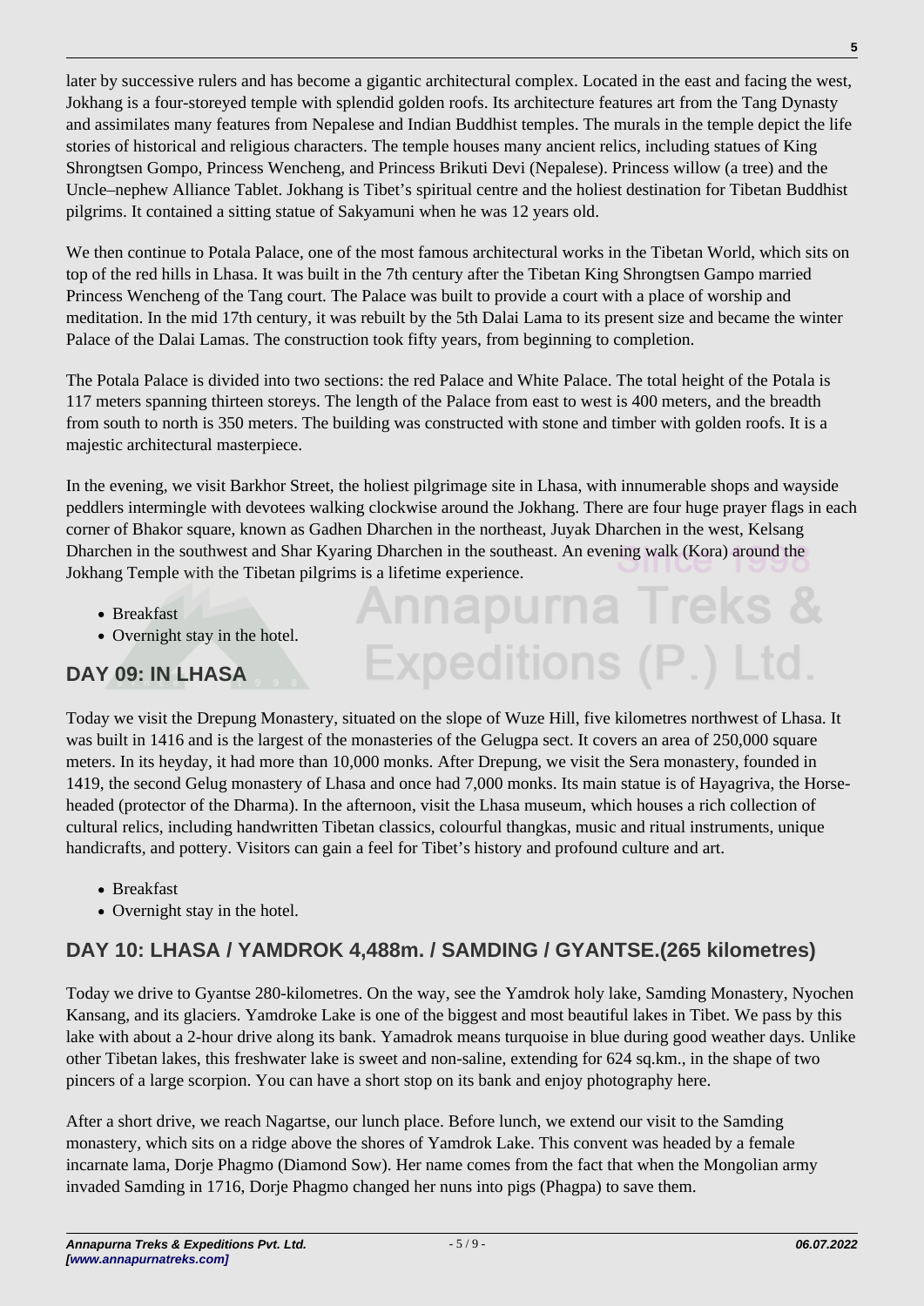later by successive rulers and has become a gigantic architectural complex. Located in the east and facing the west, Jokhang is a four-storeyed temple with splendid golden roofs. Its architecture features art from the Tang Dynasty and assimilates many features from Nepalese and Indian Buddhist temples. The murals in the temple depict the life stories of historical and religious characters. The temple houses many ancient relics, including statues of King Shrongtsen Gompo, Princess Wencheng, and Princess Brikuti Devi (Nepalese). Princess willow (a tree) and the Uncle–nephew Alliance Tablet. Jokhang is Tibet's spiritual centre and the holiest destination for Tibetan Buddhist pilgrims. It contained a sitting statue of Sakyamuni when he was 12 years old.

We then continue to Potala Palace, one of the most famous architectural works in the Tibetan World, which sits on top of the red hills in Lhasa. It was built in the 7th century after the Tibetan King Shrongtsen Gampo married Princess Wencheg of the Tang court. The Palace was built to provide a court with a place of worship and meditation. In the mid 17th century, it was rebuilt by the 5th Dalai Lama to its present size and became the winter Palace of the Dalai Lamas. The construction took fifty years, from beginning to completion.

The Potala Palace is divided into two sections: the red Palace and White Palace. The total height of the Potala is 117 meters spanning thirteen storeys. The length of the Palace from east to west is 400 meters, and the breadth from south to north is 350 meters. The building was constructed with stone and timber with golden roofs. It is a majestic architectural masterpiece.

In the evening, we visit Barkhor Street, the holiest pilgrimage site in Lhasa, with innumerable shops and wayside peddlers intermingle with devotees walking clockwise around the Jokhang. There are four huge prayer flags in each corner of Bhakor square, known as Gadhen Dharchen in the northeast, Juyak Dharchen in the west, Kelsang Dharchen in the southwest and Shar Kyaring Dharchen in the southeast. An evening walk (Kora) around the Jokhang Temple with the Tibetan pilgrims is a lifetime experience.

- Breakfast
- Overnight stay in the hotel.

## DAY 09: IN LHASA

Today we visit the Drepung Monastery, situated on the slope of Wuze Hill, five kilometres northwest of Lhasa. It was built in 1416 and is the largest of the monasteries of the Gelugpa sect. It covers an area of 250,000 square meters. In its heyday, it had more than 10,000 monks. After Drepung, we visit the Sera monastery, founded in 1419, the second Gelug monastery of Lhasa and once had 7,000 monks. Its main statue is of Hayagriva, the Horse-headed (protector of the Dharma). In the afternoon, visit the Lhasa museum, which houses a rich collection of cultural relics, including handwritten Tibetan classics, colourful thangkas, music and ritual instruments, unique handicrafts, and pottery. Visitors can gain a feel for Tibet's history and profound culture and art.

- Breakfast
- Overnight stay in the hotel.

## DAY 10: LHASA / YAMDROK 4,488m. / SAMDING / GYANTSE.(265 kilometres)

Today we drive to Gyantse 280-kilometres. On the way, see the Yamdrok holy lake, Samding Monastery, Nyochen Kansang, and its glaciers. Yamdroke Lake is one of the biggest and most beautiful lakes in Tibet. We pass by this lake with about a 2-hour drive along its bank. Yamadrok means turquoise in blue during good weather days. Unlike other Tibetan lakes, this freshwater lake is sweet and non-saline, extending for 624 sq.km., in the shape of two pincers of a large scorpion. You can have a short stop on its bank and enjoy photography here.

After a short drive, we reach Nagartse, our lunch place. Before lunch, we extend our visit to the Samding monastery, which sits on a ridge above the shores of Yamdrok Lake. This convent was headed by a female incarnate lama, Dorje Phagmo (Diamond Sow). Her name comes from the fact that when the Mongolian army invaded Samding in 1716, Dorje Phagmo changed her nuns into pigs (Phagpa) to save them.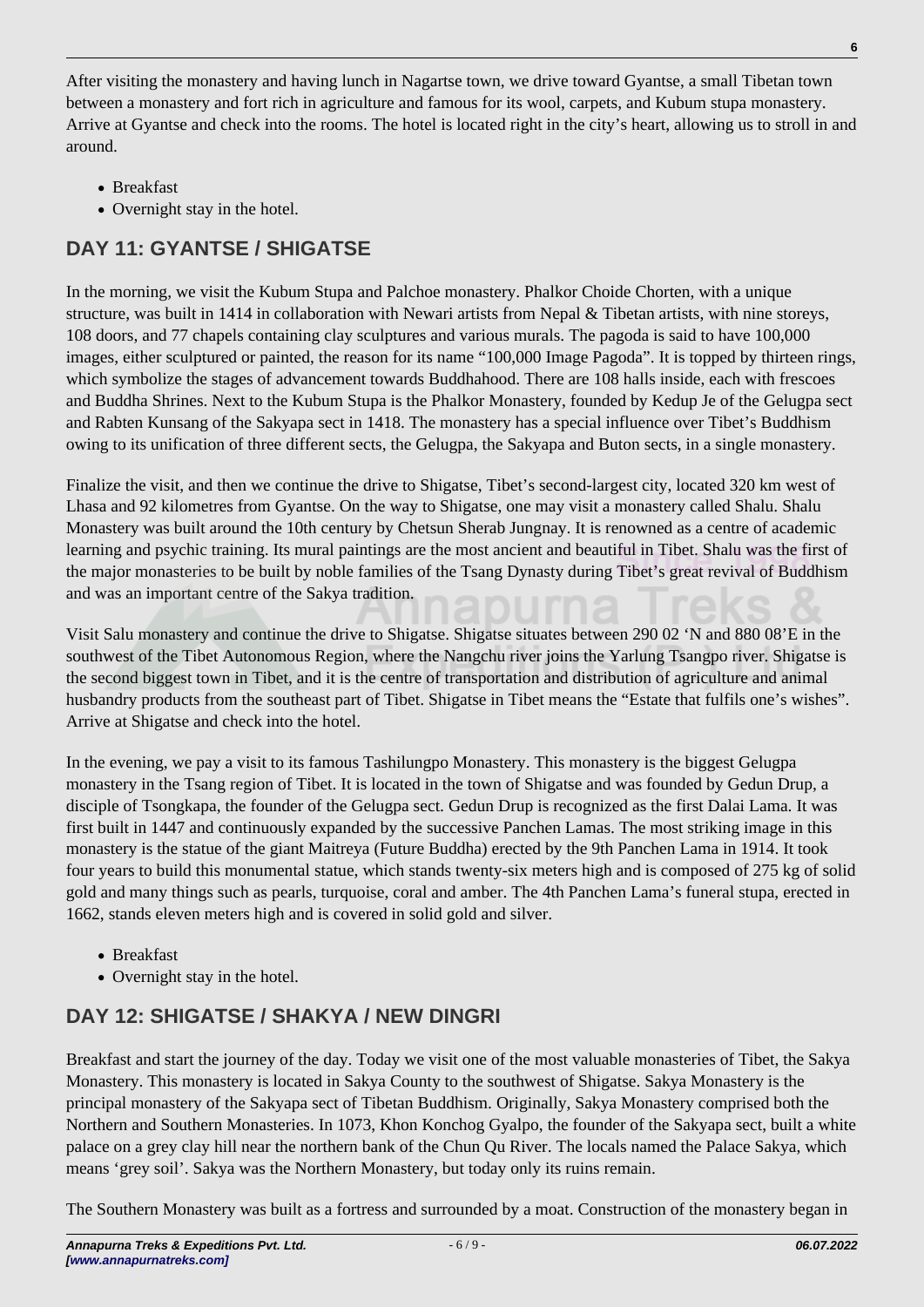After visiting the monastery and having lunch in Nagartse town, we drive toward Gyantse, a small Tibetan town between a monastery and fort rich in agriculture and famous for its wool, carpets, and Kubum stupa monastery. Arrive at Gyantse and check into the rooms. The hotel is located right in the city's heart, allowing us to stroll in and around.

- Breakfast
- Overnight stay in the hotel.

## DAY 11: GYANTSE / SHIGATSE

In the morning, we visit the Kubum Stupa and Palchoe monastery. Phalkor Choide Chorten, with a unique structure, was built in 1414 in collaboration with Newari artists from Nepal & Tibetan artists, with nine storeys, 108 doors, and 77 chapels containing clay sculptures and various murals. The pagoda is said to have 100,000 images, either sculptured or painted, the reason for its name "100,000 Image Pagoda". It is topped by thirteen rings, which symbolize the stages of advancement towards Buddhahood. There are 108 halls inside, each with frescoes and Buddha Shrines. Next to the Kubum Stupa is the Phalkor Monastery, founded by Kedup Je of the Gelugpa sect and Rabten Kunsang of the Sakyapa sect in 1418. The monastery has a special influence over Tibet's Buddhism owing to its unification of three different sects, the Gelugpa, the Sakyapa and Buton sects, in a single monastery.

Finalize the visit, and then we continue the drive to Shigatse, Tibet's second-largest city, located 320 km west of Lhasa and 92 kilometres from Gyantse. On the way to Shigatse, one may visit a monastery called Shalu. Shalu Monastery was built around the 10th century by Chetsun Sherab Jungnay. It is renowned as a centre of academic learning and psychic training. Its mural paintings are the most ancient and beautiful in Tibet. Shalu was the first of the major monasteries to be built by noble families of the Tsang Dynasty during Tibet's great revival of Buddhism and was an important centre of the Sakya tradition.

Visit Salu monastery and continue the drive to Shigatse. Shigatse situates between 290 02 'N and 880 08'E in the southwest of the Tibet Autonomous Region, where the Nangchu river joins the Yarlung Tsangpo river. Shigatse is the second biggest town in Tibet, and it is the centre of transportation and distribution of agriculture and animal husbandry products from the southeast part of Tibet. Shigatse in Tibet means the "Estate that fulfils one's wishes". Arrive at Shigatse and check into the hotel.

In the evening, we pay a visit to its famous Tashilungpo Monastery. This monastery is the biggest Gelugpa monastery in the Tsang region of Tibet. It is located in the town of Shigatse and was founded by Gedun Drup, a disciple of Tsongkapa, the founder of the Gelugpa sect. Gedun Drup is recognized as the first Dalai Lama. It was first built in 1447 and continuously expanded by the successive Panchen Lamas. The most striking image in this monastery is the statue of the giant Maitreya (Future Buddha) erected by the 9th Panchen Lama in 1914. It took four years to build this monumental statue, which stands twenty-six meters high and is composed of 275 kg of solid gold and many things such as pearls, turquoise, coral and amber. The 4th Panchen Lama's funeral stupa, erected in 1662, stands eleven meters high and is covered in solid gold and silver.

- Breakfast
- Overnight stay in the hotel.

## DAY 12: SHIGATSE / SHAKYA / NEW DINGRI

Breakfast and start the journey of the day. Today we visit one of the most valuable monasteries of Tibet, the Sakya Monastery. This monastery is located in Sakya County to the southwest of Shigatse. Sakya Monastery is the principal monastery of the Sakyapa sect of Tibetan Buddhism. Originally, Sakya Monastery comprised both the Northern and Southern Monasteries. In 1073, Khon Konchog Gyalpo, the founder of the Sakyapa sect, built a white palace on a grey clay hill near the northern bank of the Chun Qu River. The locals named the Palace Sakya, which means 'grey soil'. Sakya was the Northern Monastery, but today only its ruins remain.

The Southern Monastery was built as a fortress and surrounded by a moat. Construction of the monastery began in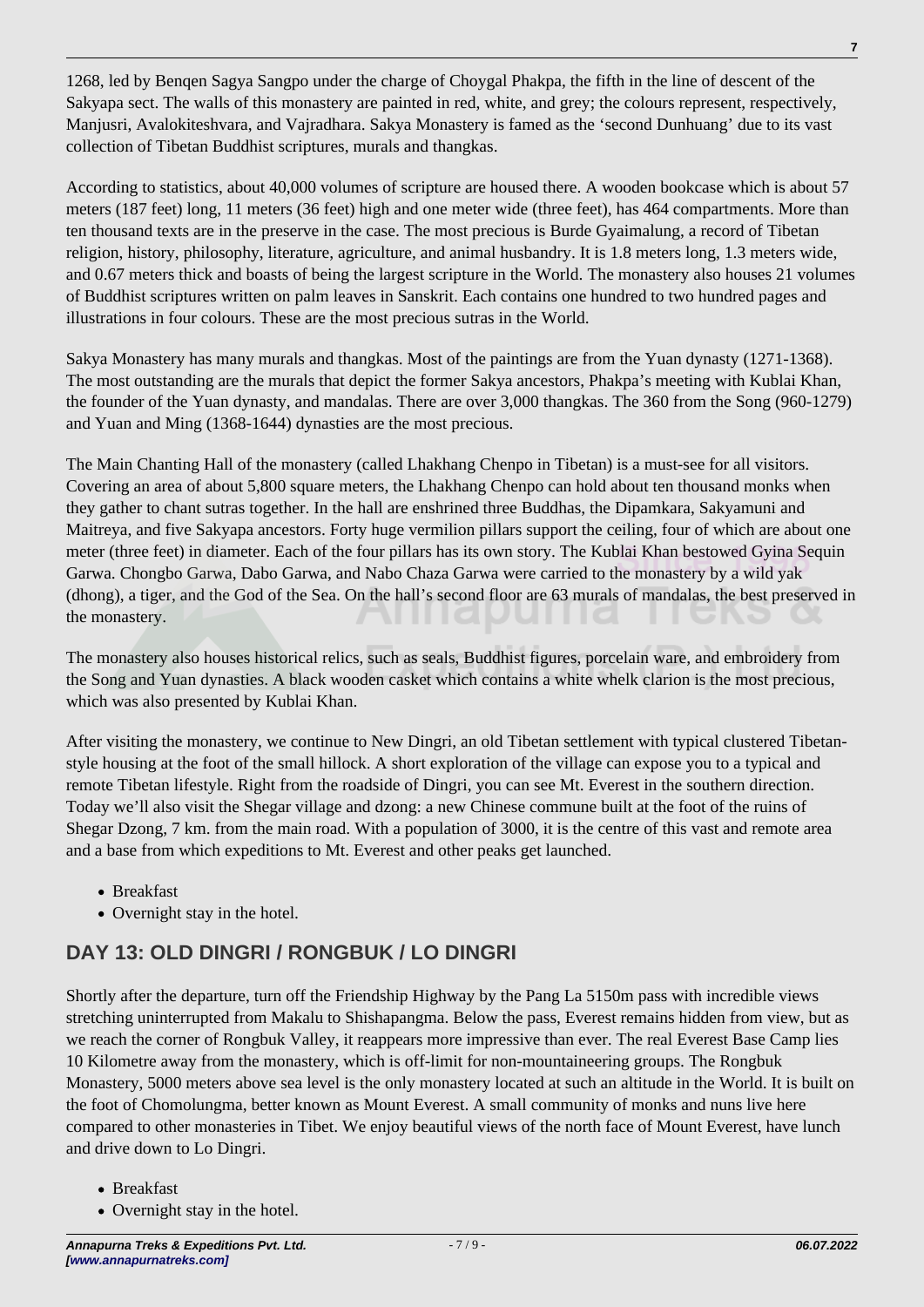1268, led by Benqen Sagya Sangpo under the charge of Choygal Phakpa, the fifth in the line of descent of the Sakyapa sect. The walls of this monastery are painted in red, white, and grey; the colours represent, respectively, Manjusri, Avalokiteshvara, and Vajradhara. Sakya Monastery is famed as the 'second Dunhuang' due to its vast collection of Tibetan Buddhist scriptures, murals and thangkas.

According to statistics, about 40,000 volumes of scripture are housed there. A wooden bookcase which is about 57 meters (187 feet) long, 11 meters (36 feet) high and one meter wide (three feet), has 464 compartments. More than ten thousand texts are in the preserve in the case. The most precious is Burde Gyaimalung, a record of Tibetan religion, history, philosophy, literature, agriculture, and animal husbandry. It is 1.8 meters long, 1.3 meters wide, and 0.67 meters thick and boasts of being the largest scripture in the World. The monastery also houses 21 volumes of Buddhist scriptures written on palm leaves in Sanskrit. Each contains one hundred to two hundred pages and illustrations in four colours. These are the most precious sutras in the World.

Sakya Monastery has many murals and thangkas. Most of the paintings are from the Yuan dynasty (1271-1368). The most outstanding are the murals that depict the former Sakya ancestors, Phakpa's meeting with Kublai Khan, the founder of the Yuan dynasty, and mandalas. There are over 3,000 thangkas. The 360 from the Song (960-1279) and Yuan and Ming (1368-1644) dynasties are the most precious.

The Main Chanting Hall of the monastery (called Lhakhang Chenpo in Tibetan) is a must-see for all visitors. Covering an area of about 5,800 square meters, the Lhakhang Chenpo can hold about ten thousand monks when they gather to chant sutras together. In the hall are enshrined three Buddhas, the Dipamkara, Sakyamuni and Maitreya, and five Sakyapa ancestors. Forty huge vermilion pillars support the ceiling, four of which are about one meter (three feet) in diameter. Each of the four pillars has its own story. The Kublai Khan bestowed Gyina Sequin Garwa. Chongbo Garwa, Dabo Garwa, and Nabo Chaza Garwa were carried to the monastery by a wild yak (dhong), a tiger, and the God of the Sea. On the hall's second floor are 63 murals of mandalas, the best preserved in the monastery.

The monastery also houses historical relics, such as seals, Buddhist figures, porcelain ware, and embroidery from the Song and Yuan dynasties. A black wooden casket which contains a white whelk clarion is the most precious, which was also presented by Kublai Khan.

After visiting the monastery, we continue to New Dingri, an old Tibetan settlement with typical clustered Tibetan-style housing at the foot of the small hillock. A short exploration of the village can expose you to a typical and remote Tibetan lifestyle. Right from the roadside of Dingri, you can see Mt. Everest in the southern direction. Today we'll also visit the Shegar village and dzong: a new Chinese commune built at the foot of the ruins of Shegar Dzong, 7 km. from the main road. With a population of 3000, it is the centre of this vast and remote area and a base from which expeditions to Mt. Everest and other peaks get launched.

- Breakfast
- Overnight stay in the hotel.

## DAY 13: OLD DINGRI / RONGBUK / LO DINGRI

Shortly after the departure, turn off the Friendship Highway by the Pang La 5150m pass with incredible views stretching uninterrupted from Makalu to Shishapangma. Below the pass, Everest remains hidden from view, but as we reach the corner of Rongbuk Valley, it reappears more impressive than ever. The real Everest Base Camp lies 10 Kilometre away from the monastery, which is off-limit for non-mountaineering groups. The Rongbuk Monastery, 5000 meters above sea level is the only monastery located at such an altitude in the World. It is built on the foot of Chomolungma, better known as Mount Everest. A small community of monks and nuns live here compared to other monasteries in Tibet. We enjoy beautiful views of the north face of Mount Everest, have lunch and drive down to Lo Dingri.

- Breakfast
- Overnight stay in the hotel.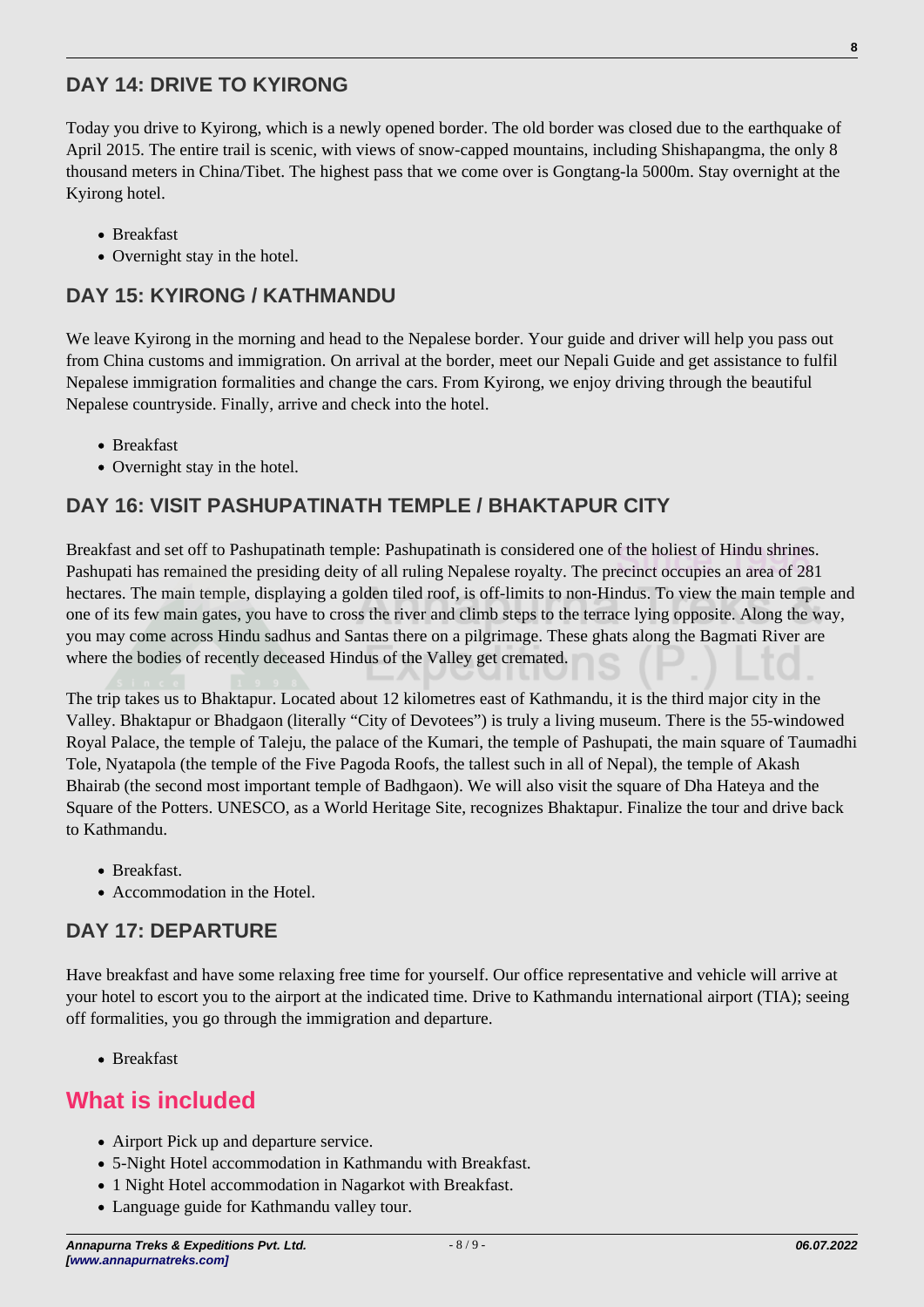## DAY 14: DRIVE TO KYIRONG

Today you drive to Kyirong, which is a newly opened border. The old border was closed due to the earthquake of April 2015. The entire trail is scenic, with views of snow-capped mountains, including Shishapangma, the only 8 thousand meters in China/Tibet. The highest pass that we come over is Gongtang-la 5000m. Stay overnight at the Kyirong hotel.

- Breakfast
- Overnight stay in the hotel.

## DAY 15: KYIRONG / KATHMANDU

We leave Kyirong in the morning and head to the Nepalese border. Your guide and driver will help you pass out from China customs and immigration. On arrival at the border, meet our Nepali Guide and get assistance to fulfil Nepalese immigration formalities and change the cars. From Kyirong, we enjoy driving through the beautiful Nepalese countryside. Finally, arrive and check into the hotel.

- Breakfast
- Overnight stay in the hotel.

## DAY 16: VISIT PASHUPATINATH TEMPLE / BHAKTAPUR CITY

Breakfast and set off to Pashupatinath temple: Pashupatinath is considered one of the holiest of Hindu shrines. Pashupati has remained the presiding deity of all ruling Nepalese royalty. The precinct occupies an area of 281 hectares. The main temple, displaying a golden tiled roof, is off-limits to non-Hindus. To view the main temple and one of its few main gates, you have to cross the river and climb steps to the terrace lying opposite. Along the way, you may come across Hindu sadhus and Santas there on a pilgrimage. These ghats along the Bagmati River are where the bodies of recently deceased Hindus of the Valley get cremated.

The trip takes us to Bhaktapur. Located about 12 kilometres east of Kathmandu, it is the third major city in the Valley. Bhaktapur or Bhadgaon (literally "City of Devotees") is truly a living museum. There is the 55-windowed Royal Palace, the temple of Taleju, the palace of the Kumari, the temple of Pashupati, the main square of Taumadhi Tole, Nyatapola (the temple of the Five Pagoda Roofs, the tallest such in all of Nepal), the temple of Akash Bhairab (the second most important temple of Badhgaon). We will also visit the square of Dha Hateya and the Square of the Potters. UNESCO, as a World Heritage Site, recognizes Bhaktapur. Finalize the tour and drive back to Kathmandu.

- Breakfast.
- Accommodation in the Hotel.

## DAY 17: DEPARTURE

Have breakfast and have some relaxing free time for yourself. Our office representative and vehicle will arrive at your hotel to escort you to the airport at the indicated time. Drive to Kathmandu international airport (TIA); seeing off formalities, you go through the immigration and departure.

- Breakfast

# What is included

- Airport Pick up and departure service.
- 5-Night Hotel accommodation in Kathmandu with Breakfast.
- 1 Night Hotel accommodation in Nagarkot with Breakfast.
- Language guide for Kathmandu valley tour.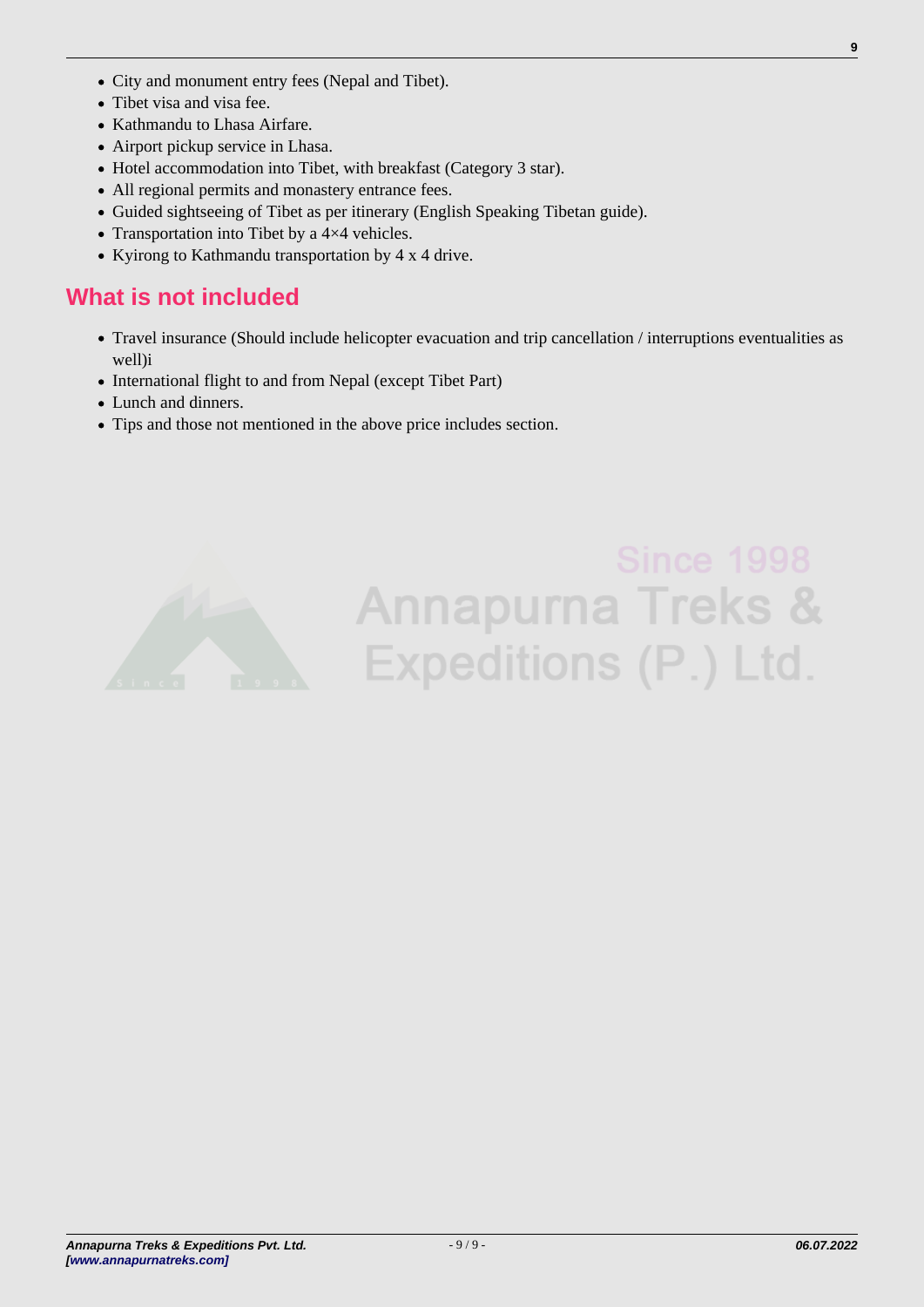- City and monument entry fees (Nepal and Tibet).
- Tibet visa and visa fee.
- Kathmandu to Lhasa Airfare.
- Airport pickup service in Lhasa.
- Hotel accommodation into Tibet, with breakfast (Category 3 star).
- All regional permits and monastery entrance fees.
- Guided sightseeing of Tibet as per itinerary (English Speaking Tibetan guide).
- Transportation into Tibet by a 4×4 vehicles.
- Kyirong to Kathmandu transportation by 4 x 4 drive.

## What is not included

- Travel insurance (Should include helicopter evacuation and trip cancellation / interruptions eventualities as well)i
- International flight to and from Nepal (except Tibet Part)
- Lunch and dinners.
- Tips and those not mentioned in the above price includes section.